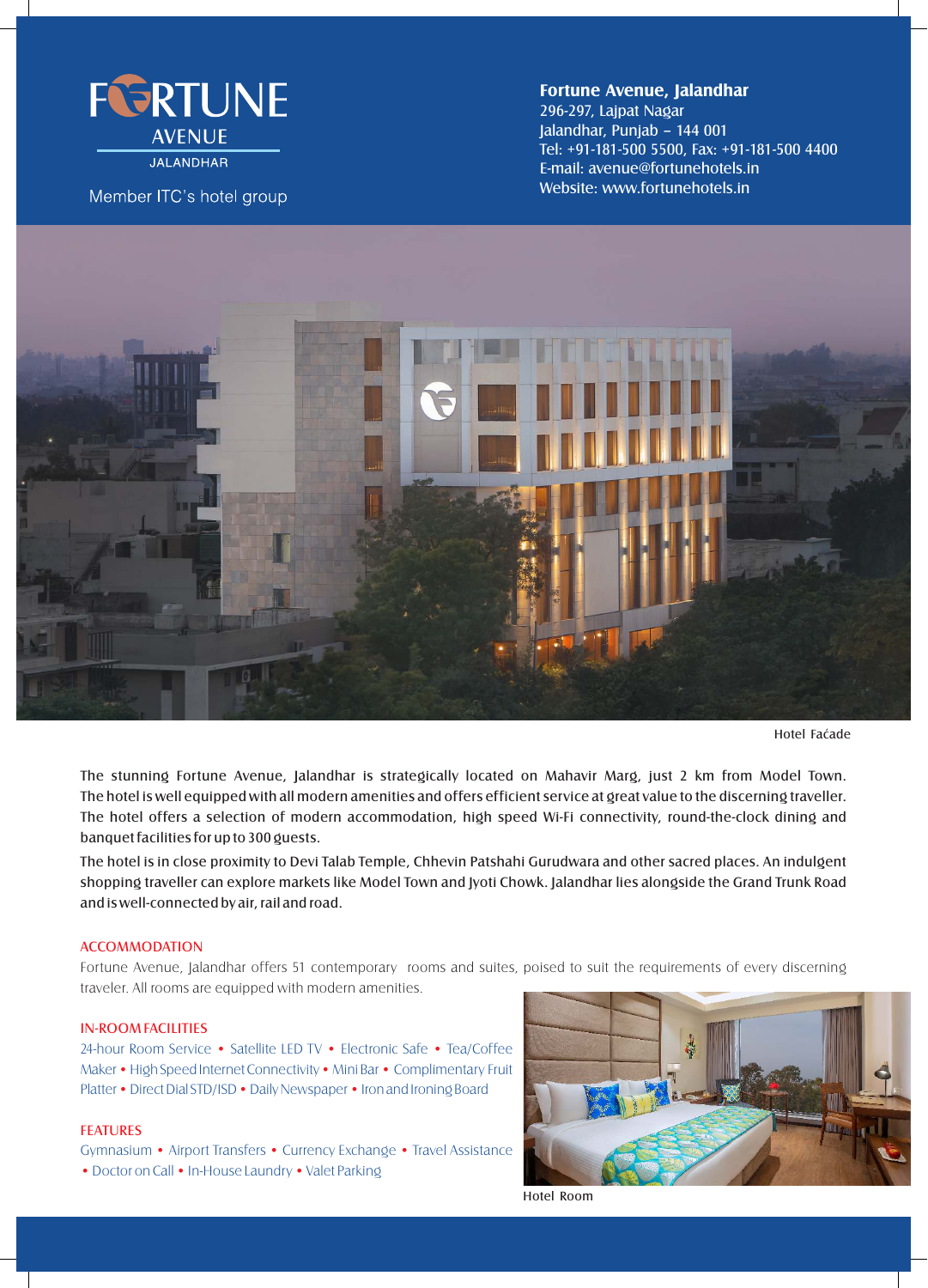# FORTUNE AVENUE

JALANDHAR

Member ITC's hotel group

**Fortune Avenue, Jalandhar**
296-297, Lajpat Nagar
Jalandhar, Punjab – 144 001
Tel: +91-181-500 5500, Fax: +91-181-500 4400
E-mail: avenue@fortunehotels.in
Website: www.fortunehotels.in

Hotel Façade

The stunning Fortune Avenue, Jalandhar is strategically located on Mahavir Marg, just 2 km from Model Town. The hotel is well equipped with all modern amenities and offers efficient service at great value to the discerning traveller. The hotel offers a selection of modern accommodation, high speed Wi-Fi connectivity, round-the-clock dining and banquet facilities for up to 300 guests.

The hotel is in close proximity to Devi Talab Temple, Chhevin Patshahi Gurudwara and other sacred places. An indulgent shopping traveller can explore markets like Model Town and Jyoti Chowk. Jalandhar lies alongside the Grand Trunk Road and is well-connected by air, rail and road.

## ACCOMMODATION

Fortune Avenue, Jalandhar offers 51 contemporary rooms and suites, poised to suit the requirements of every discerning traveler. All rooms are equipped with modern amenities.

## IN-ROOM FACILITIES

24-hour Room Service • Satellite LED TV • Electronic Safe • Tea/Coffee Maker • High Speed Internet Connectivity • Mini Bar • Complimentary Fruit Platter • Direct Dial STD/ISD • Daily Newspaper • Iron and Ironing Board

## FEATURES

Gymnasium • Airport Transfers • Currency Exchange • Travel Assistance • Doctor on Call • In-House Laundry • Valet Parking

Hotel Room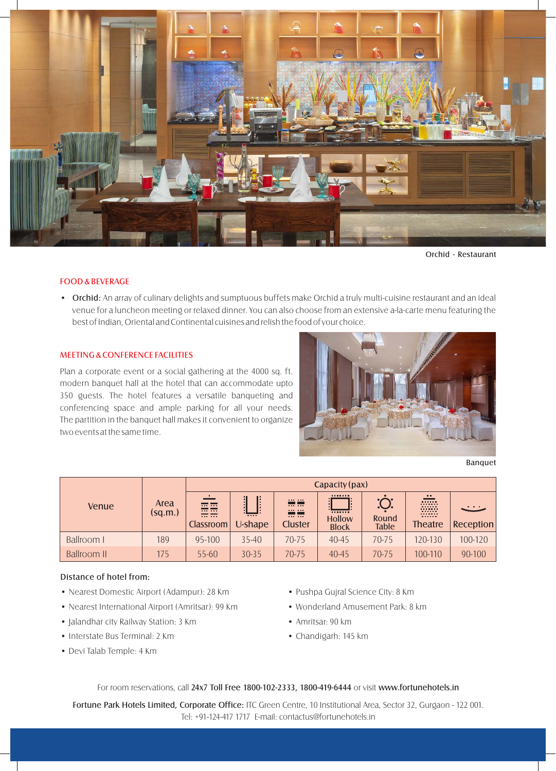Orchid - Restaurant

## FOOD & BEVERAGE

- **Orchid:** An array of culinary delights and sumptuous buffets make Orchid a truly multi-cuisine restaurant and an ideal venue for a luncheon meeting or relaxed dinner. You can also choose from an extensive a-la-carte menu featuring the best of Indian, Oriental and Continental cuisines and relish the food of your choice.

## MEETING & CONFERENCE FACILITIES

Plan a corporate event or a social gathering at the 4000 sq. ft. modern banquet hall at the hotel that can accommodate upto 350 guests. The hotel features a versatile banqueting and conferencing space and ample parking for all your needs. The partition in the banquet hall makes it convenient to organize two events at the same time.

Banquet

| Venue | Area (sq.m.) | Capacity (pax) | | | | | | |
|---|---|---|---|---|---|---|---|---|
| | | Classroom | U-shape | Cluster | Hollow Block | Round Table | Theatre | Reception |
| Ballroom I | 189 | 95-100 | 35-40 | 70-75 | 40-45 | 70-75 | 120-130 | 100-120 |
| Ballroom II | 175 | 55-60 | 30-35 | 70-75 | 40-45 | 70-75 | 100-110 | 90-100 |

**Distance of hotel from:**

- Nearest Domestic Airport (Adampur): 28 Km
- Nearest International Airport (Amritsar): 99 Km
- Jalandhar city Railway Station: 3 Km
- Interstate Bus Terminal: 2 Km
- Devi Talab Temple: 4 Km
- Pushpa Gujral Science City: 8 Km
- Wonderland Amusement Park: 8 km
- Amritsar: 90 km
- Chandigarh: 145 km

For room reservations, call **24x7 Toll Free 1800-102-2333, 1800-419-6444** or visit **www.fortunehotels.in**

**Fortune Park Hotels Limited, Corporate Office:** ITC Green Centre, 10 Institutional Area, Sector 32, Gurgaon - 122 001.
Tel: +91-124-417 1717 E-mail: contactus@fortunehotels.in